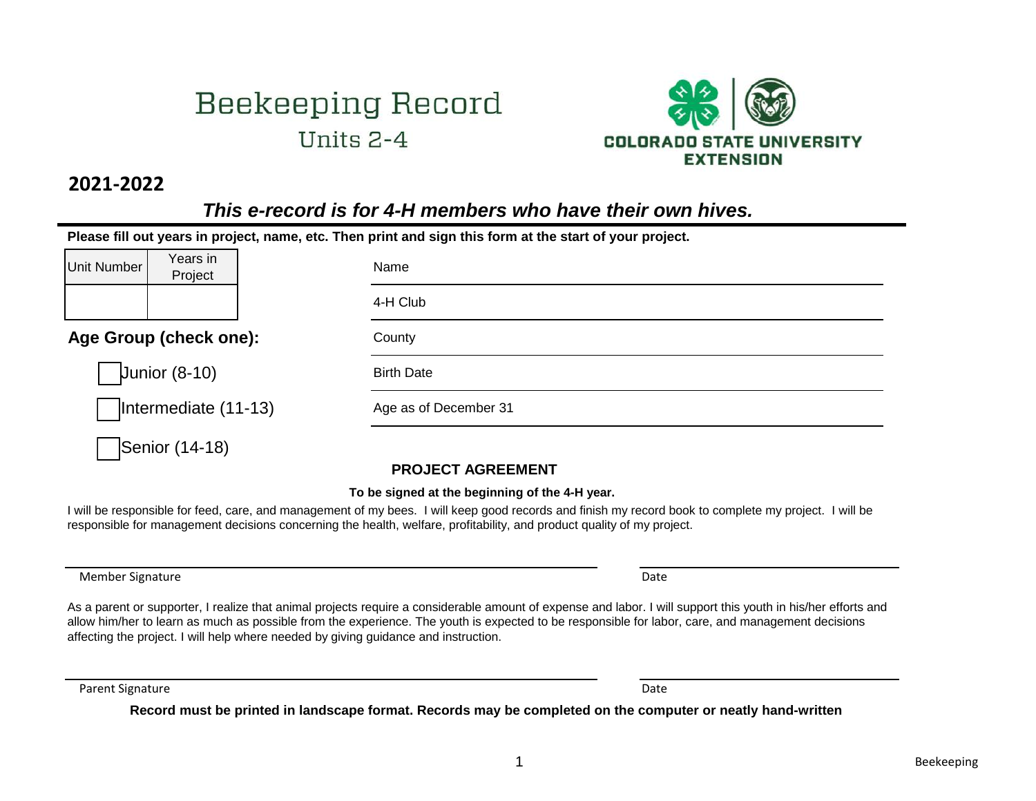# Beekeeping Record

## Units 2-4

COLORADO STATE UNIVERSITY EXTENSION

## 2021-2022

***This e-record is for 4-H members who have their own hives.***

**Please fill out years in project, name, etc. Then print and sign this form at the start of your project.**

| Unit Number | Years in Project |
|---|---|
| | |

Name

4-H Club

County

Birth Date

Age as of December 31

**Age Group (check one):**

- ☐ Junior (8-10)
- ☐ Intermediate (11-13)
- ☐ Senior (14-18)

### PROJECT AGREEMENT

**To be signed at the beginning of the 4-H year.**

I will be responsible for feed, care, and management of my bees. I will keep good records and finish my record book to complete my project. I will be responsible for management decisions concerning the health, welfare, profitability, and product quality of my project.

Member Signature | Date

As a parent or supporter, I realize that animal projects require a considerable amount of expense and labor. I will support this youth in his/her efforts and allow him/her to learn as much as possible from the experience. The youth is expected to be responsible for labor, care, and management decisions affecting the project. I will help where needed by giving guidance and instruction.

Parent Signature | Date

**Record must be printed in landscape format. Records may be completed on the computer or neatly hand-written**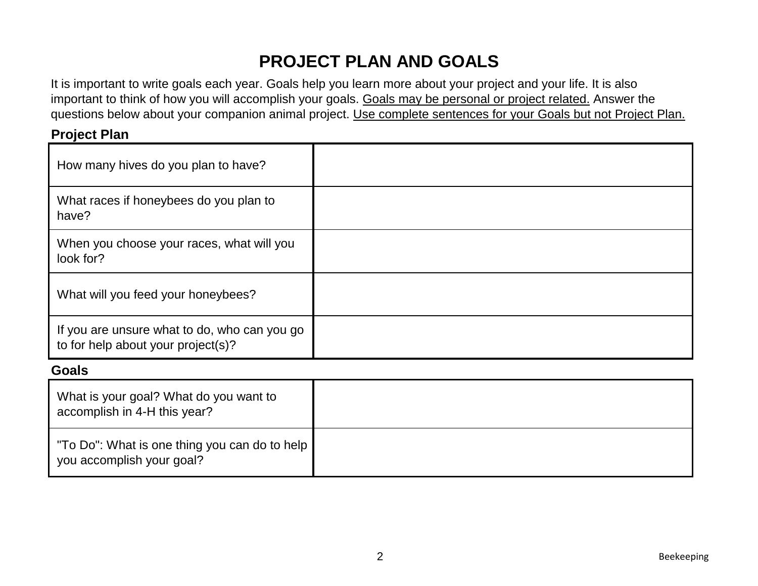# PROJECT PLAN AND GOALS

It is important to write goals each year. Goals help you learn more about your project and your life. It is also important to think of how you will accomplish your goals. Goals may be personal or project related. Answer the questions below about your companion animal project. Use complete sentences for your Goals but not Project Plan.

### Project Plan

| | |
|---|---|
| How many hives do you plan to have? | |
| What races if honeybees do you plan to have? | |
| When you choose your races, what will you look for? | |
| What will you feed your honeybees? | |
| If you are unsure what to do, who can you go to for help about your project(s)? | |

### Goals

| | |
|---|---|
| What is your goal? What do you want to accomplish in 4-H this year? | |
| "To Do": What is one thing you can do to help you accomplish your goal? | |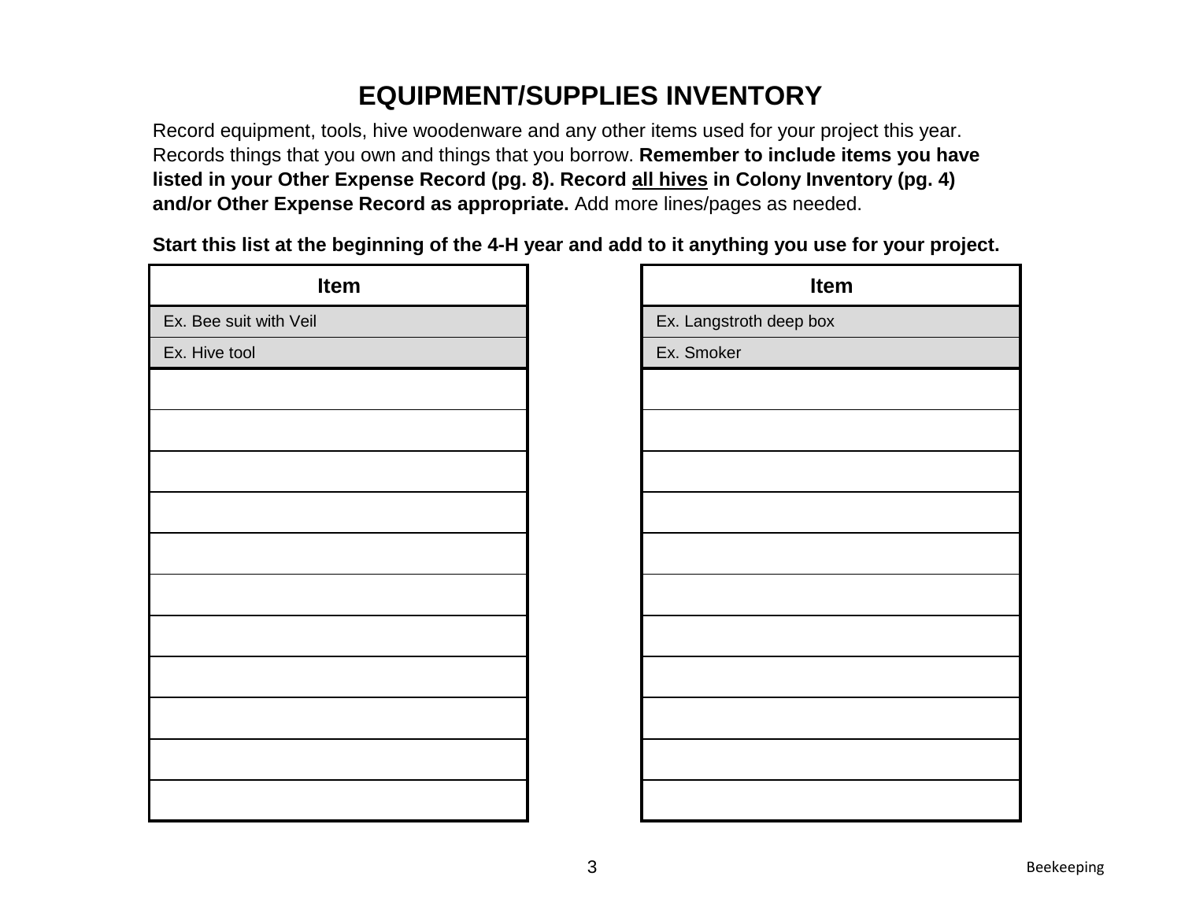# EQUIPMENT/SUPPLIES INVENTORY

Record equipment, tools, hive woodenware and any other items used for your project this year. Records things that you own and things that you borrow. **Remember to include items you have listed in your Other Expense Record (pg. 8). Record all hives in Colony Inventory (pg. 4) and/or Other Expense Record as appropriate.** Add more lines/pages as needed.

**Start this list at the beginning of the 4-H year and add to it anything you use for your project.**

| Item |
|---|
| Ex. Bee suit with Veil |
| Ex. Hive tool |
| |
| |
| |
| |
| |
| |
| |
| |
| |
| |
| |

| Item |
|---|
| Ex. Langstroth deep box |
| Ex. Smoker |
| |
| |
| |
| |
| |
| |
| |
| |
| |
| |
| |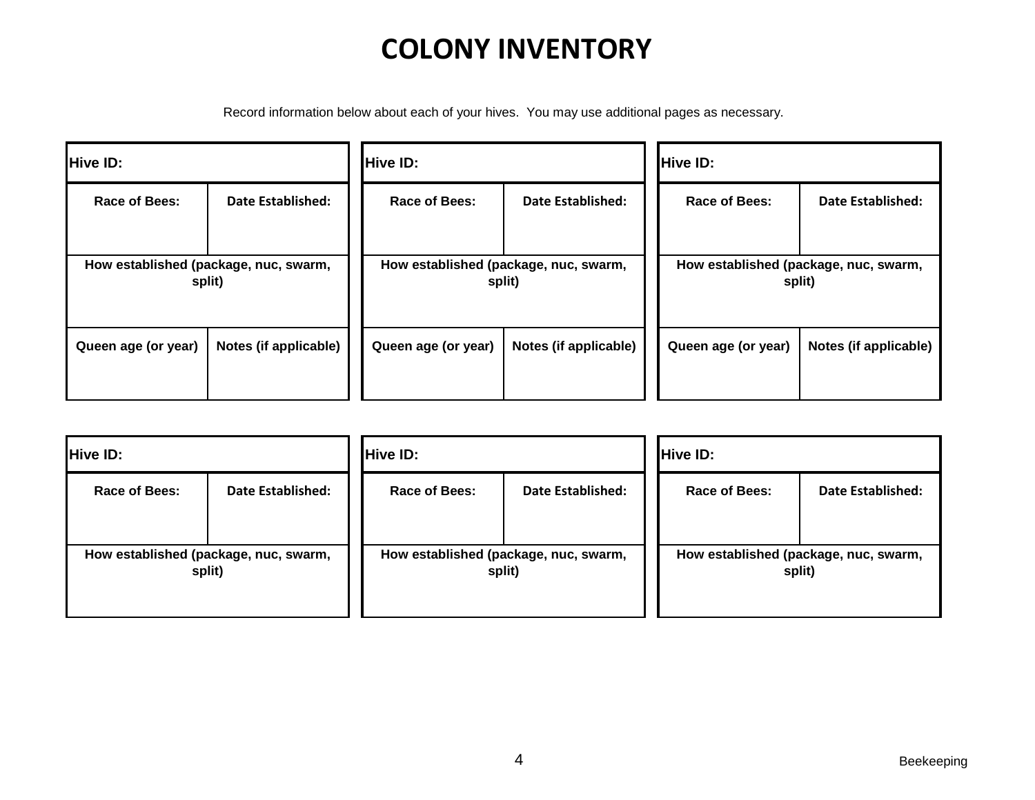# COLONY INVENTORY

Record information below about each of your hives. You may use additional pages as necessary.

| Hive ID: | |
|---|---|
| **Race of Bees:** | **Date Established:** |
| **How established (package, nuc, swarm, split)** | |
| **Queen age (or year)** | **Notes (if applicable)** |

| Hive ID: | |
|---|---|
| **Race of Bees:** | **Date Established:** |
| **How established (package, nuc, swarm, split)** | |
| **Queen age (or year)** | **Notes (if applicable)** |

| Hive ID: | |
|---|---|
| **Race of Bees:** | **Date Established:** |
| **How established (package, nuc, swarm, split)** | |
| **Queen age (or year)** | **Notes (if applicable)** |

| Hive ID: | |
|---|---|
| **Race of Bees:** | **Date Established:** |
| **How established (package, nuc, swarm, split)** | |

| Hive ID: | |
|---|---|
| **Race of Bees:** | **Date Established:** |
| **How established (package, nuc, swarm, split)** | |

| Hive ID: | |
|---|---|
| **Race of Bees:** | **Date Established:** |
| **How established (package, nuc, swarm, split)** | |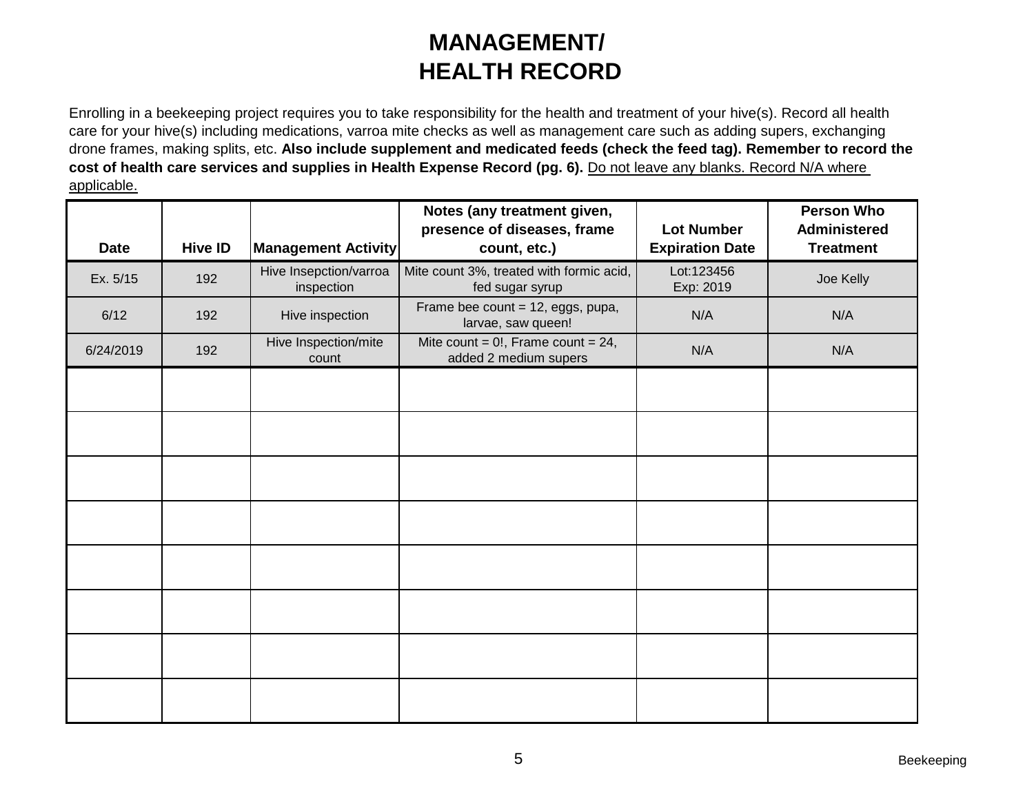# MANAGEMENT/ HEALTH RECORD

Enrolling in a beekeeping project requires you to take responsibility for the health and treatment of your hive(s). Record all health care for your hive(s) including medications, varroa mite checks as well as management care such as adding supers, exchanging drone frames, making splits, etc. **Also include supplement and medicated feeds (check the feed tag). Remember to record the cost of health care services and supplies in Health Expense Record (pg. 6).** Do not leave any blanks. Record N/A where applicable.

| Date | Hive ID | Management Activity | Notes (any treatment given, presence of diseases, frame count, etc.) | Lot Number Expiration Date | Person Who Administered Treatment |
|---|---|---|---|---|---|
| Ex. 5/15 | 192 | Hive Insepction/varroa inspection | Mite count 3%, treated with formic acid, fed sugar syrup | Lot:123456 Exp: 2019 | Joe Kelly |
| 6/12 | 192 | Hive inspection | Frame bee count = 12, eggs, pupa, larvae, saw queen! | N/A | N/A |
| 6/24/2019 | 192 | Hive Inspection/mite count | Mite count = 0!, Frame count = 24, added 2 medium supers | N/A | N/A |
| | | | | | |
| | | | | | |
| | | | | | |
| | | | | | |
| | | | | | |
| | | | | | |
| | | | | | |
| | | | | | |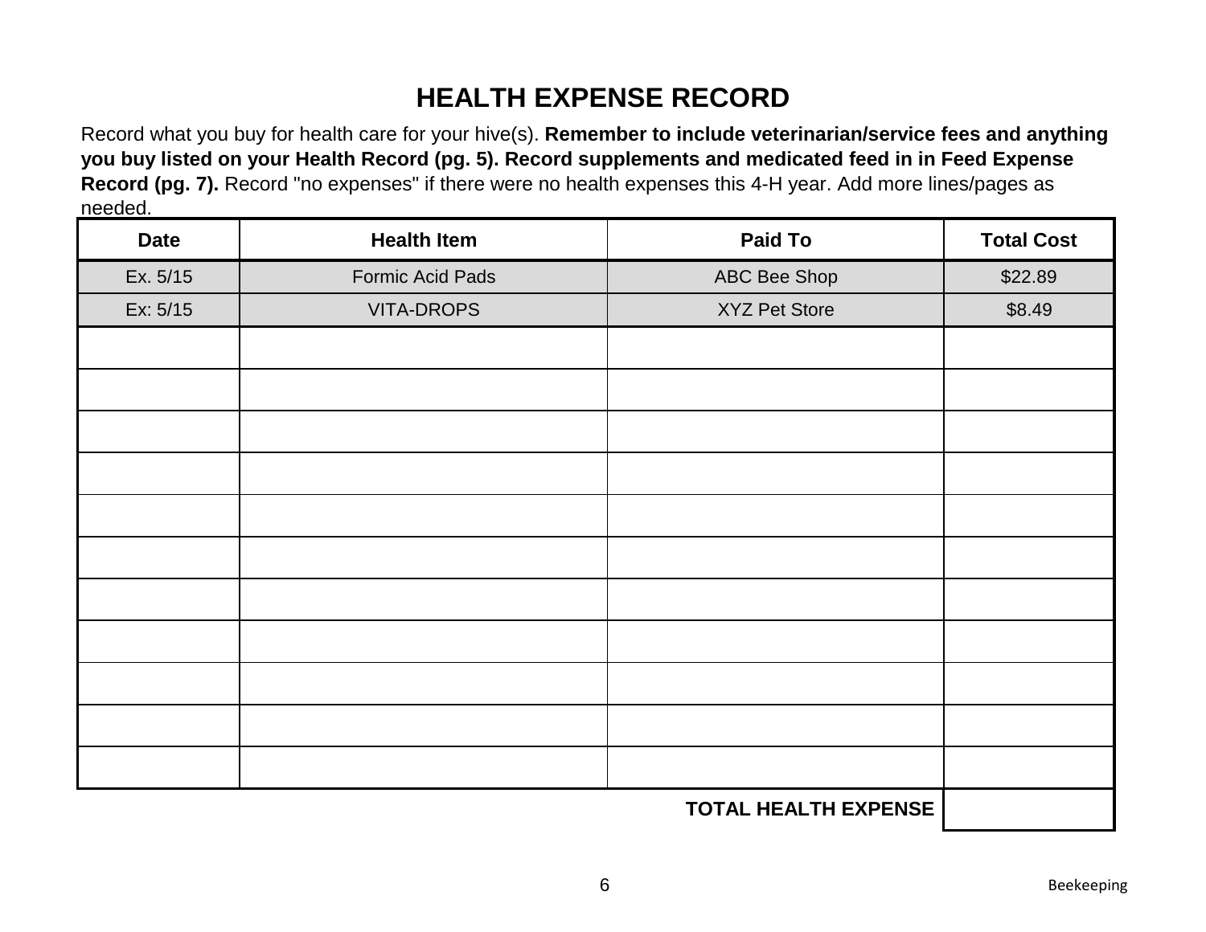# HEALTH EXPENSE RECORD

Record what you buy for health care for your hive(s). **Remember to include veterinarian/service fees and anything you buy listed on your Health Record (pg. 5). Record supplements and medicated feed in in Feed Expense Record (pg. 7).** Record "no expenses" if there were no health expenses this 4-H year. Add more lines/pages as needed.

| Date | Health Item | Paid To | Total Cost |
|---|---|---|---|
| Ex. 5/15 | Formic Acid Pads | ABC Bee Shop | $22.89 |
| Ex: 5/15 | VITA-DROPS | XYZ Pet Store | $8.49 |
| | | | |
| | | | |
| | | | |
| | | | |
| | | | |
| | | | |
| | | | |
| | | | |
| | | | |
| | | | |
| | | | |
| | | **TOTAL HEALTH EXPENSE** | |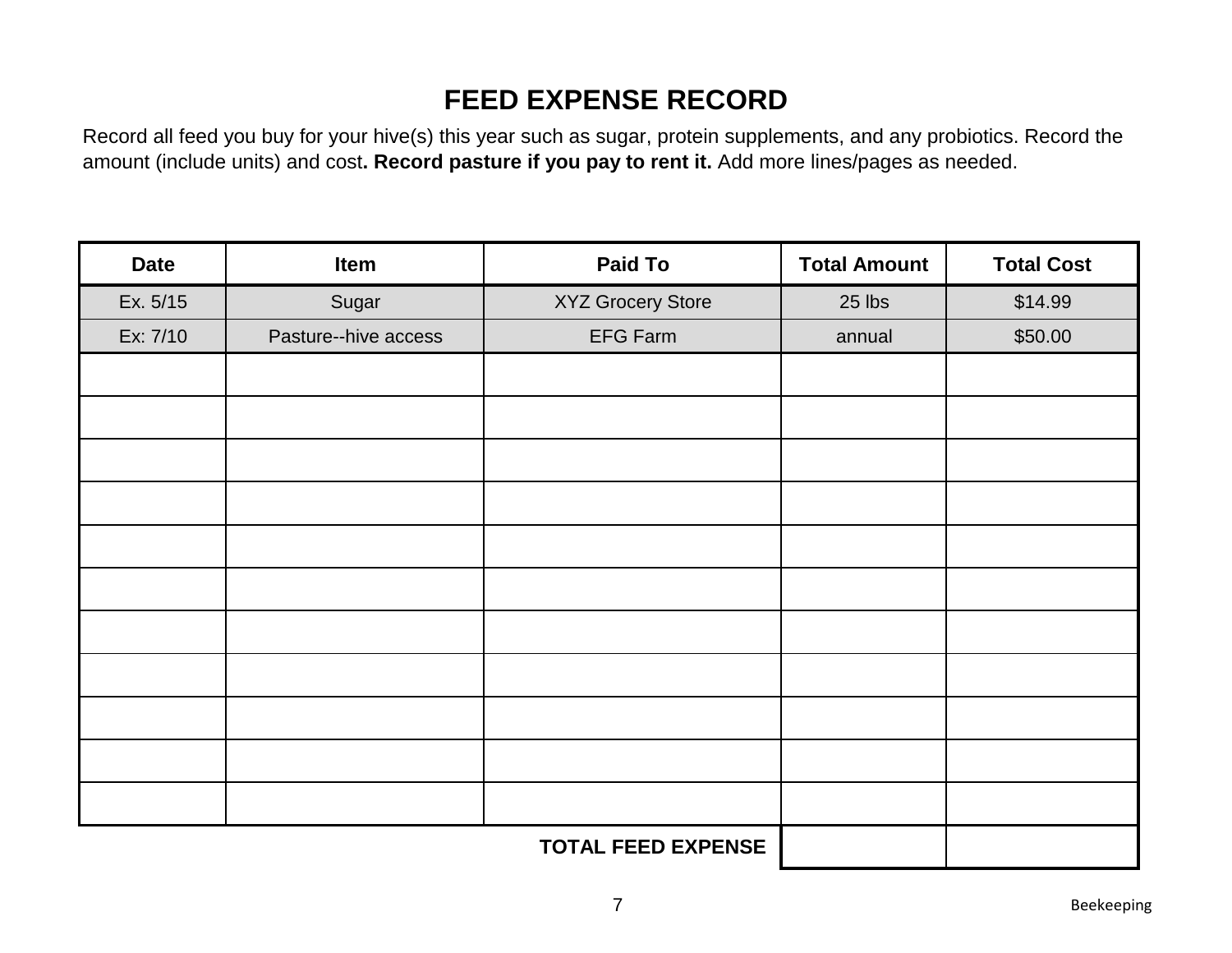# FEED EXPENSE RECORD

Record all feed you buy for your hive(s) this year such as sugar, protein supplements, and any probiotics. Record the amount (include units) and cost**. Record pasture if you pay to rent it.** Add more lines/pages as needed.

| Date | Item | Paid To | Total Amount | Total Cost |
|---|---|---|---|---|
| Ex. 5/15 | Sugar | XYZ Grocery Store | 25 lbs | $14.99 |
| Ex: 7/10 | Pasture--hive access | EFG Farm | annual | $50.00 |
| | | | | |
| | | | | |
| | | | | |
| | | | | |
| | | | | |
| | | | | |
| | | | | |
| | | | | |
| | | | | |
| | | | | |
| | | | | |
| | | **TOTAL FEED EXPENSE** | | |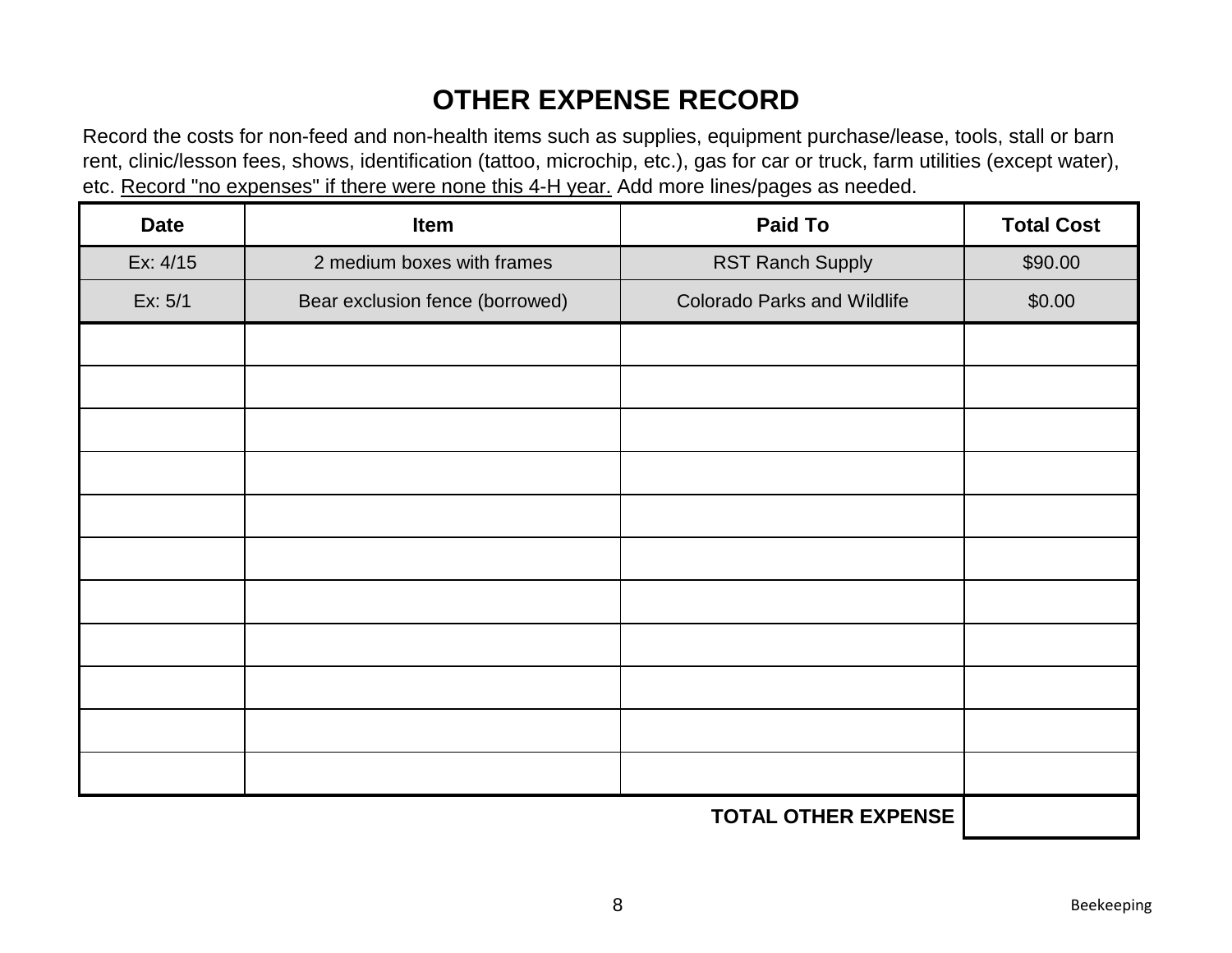# OTHER EXPENSE RECORD

Record the costs for non-feed and non-health items such as supplies, equipment purchase/lease, tools, stall or barn rent, clinic/lesson fees, shows, identification (tattoo, microchip, etc.), gas for car or truck, farm utilities (except water), etc. Record "no expenses" if there were none this 4-H year. Add more lines/pages as needed.

| Date | Item | Paid To | Total Cost |
|---|---|---|---|
| Ex: 4/15 | 2 medium boxes with frames | RST Ranch Supply | $90.00 |
| Ex: 5/1 | Bear exclusion fence (borrowed) | Colorado Parks and Wildlife | $0.00 |
| | | | |
| | | | |
| | | | |
| | | | |
| | | | |
| | | | |
| | | | |
| | | | |
| | | | |
| | | | |
| | | | |
| | | **TOTAL OTHER EXPENSE** | |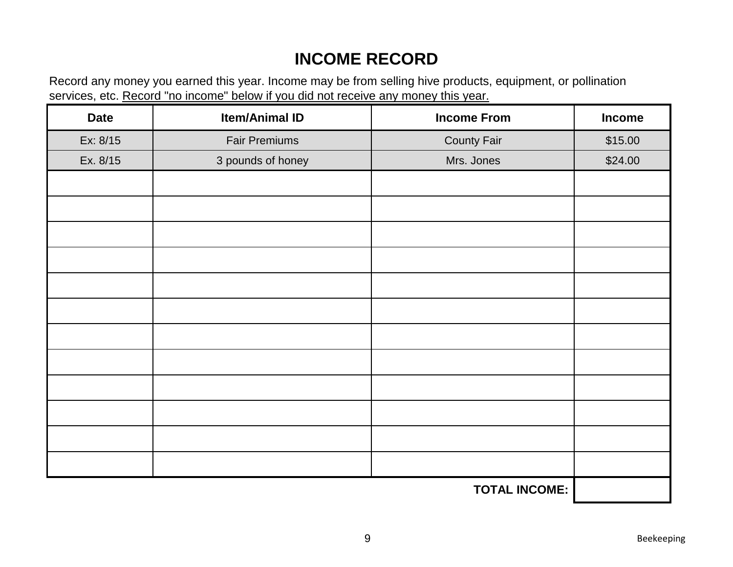# INCOME RECORD

Record any money you earned this year. Income may be from selling hive products, equipment, or pollination services, etc. <u>Record "no income" below if you did not receive any money this year.</u>

| Date | Item/Animal ID | Income From | Income |
|---|---|---|---|
| Ex: 8/15 | Fair Premiums | County Fair | $15.00 |
| Ex. 8/15 | 3 pounds of honey | Mrs. Jones | $24.00 |
| | | | |
| | | | |
| | | | |
| | | | |
| | | | |
| | | | |
| | | | |
| | | | |
| | | | |
| | | | |
| | | | |
| | | | |
| | | **TOTAL INCOME:** | |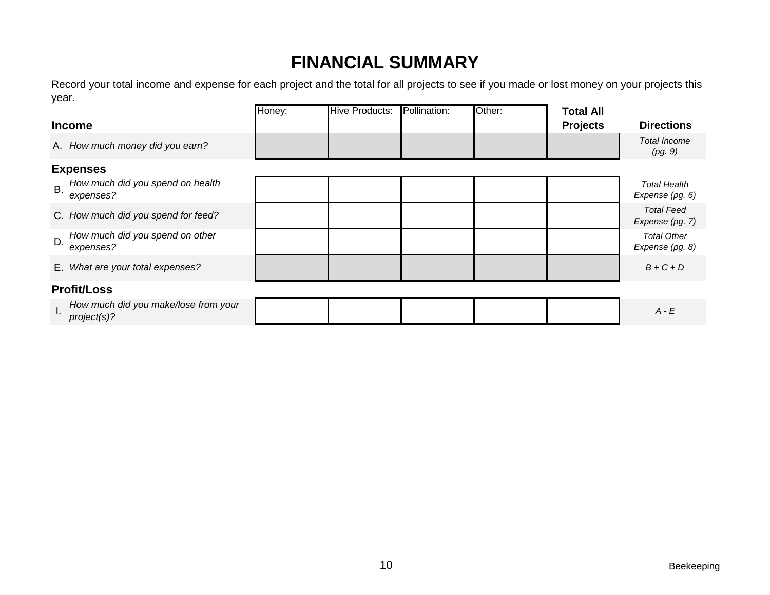# FINANCIAL SUMMARY

Record your total income and expense for each project and the total for all projects to see if you made or lost money on your projects this year.

| Income | | Honey: | Hive Products: | Pollination: | Other: | Total All Projects | Directions |
|---|---|---|---|---|---|---|---|
| A. | *How much money did you earn?* | | | | | | *Total Income (pg. 9)* |
| **Expenses** | | | | | | | |
| B. | *How much did you spend on health expenses?* | | | | | | *Total Health Expense (pg. 6)* |
| C. | *How much did you spend for feed?* | | | | | | *Total Feed Expense (pg. 7)* |
| D. | *How much did you spend on other expenses?* | | | | | | *Total Other Expense (pg. 8)* |
| E. | *What are your total expenses?* | | | | | | *B + C + D* |
| **Profit/Loss** | | | | | | | |
| I. | *How much did you make/lose from your project(s)?* | | | | | | *A - E* |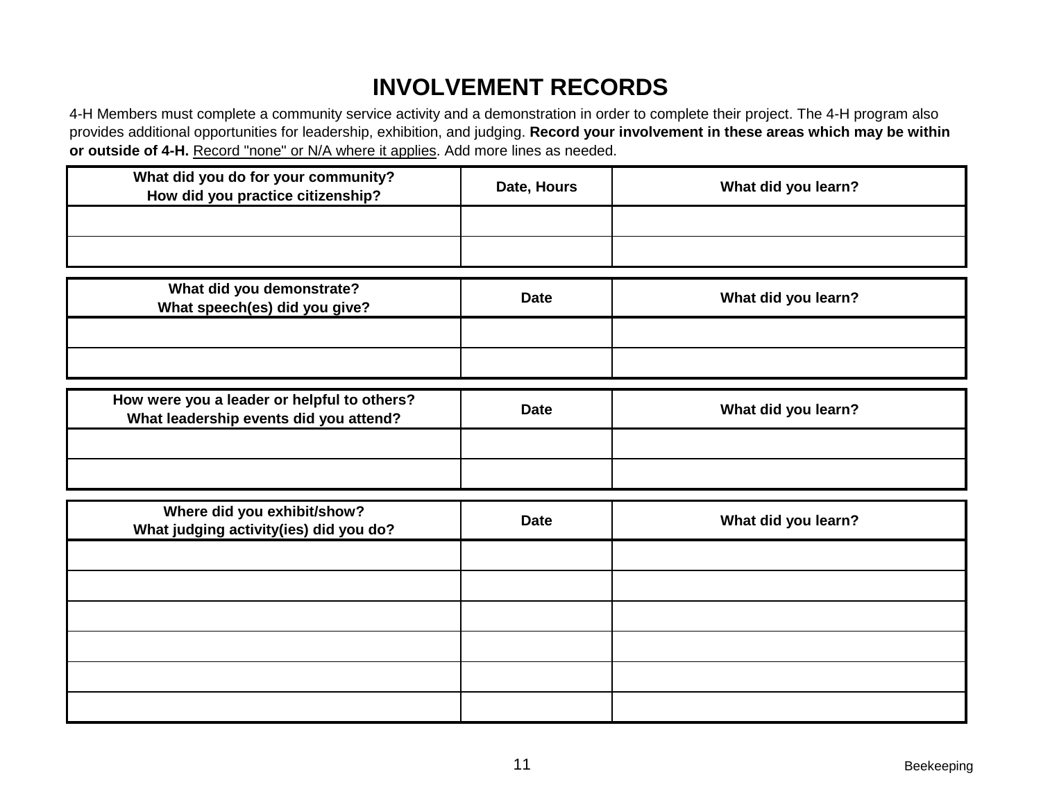# INVOLVEMENT RECORDS

4-H Members must complete a community service activity and a demonstration in order to complete their project. The 4-H program also provides additional opportunities for leadership, exhibition, and judging. **Record your involvement in these areas which may be within or outside of 4-H.** <u>Record "none" or N/A where it applies</u>. Add more lines as needed.

| What did you do for your community? How did you practice citizenship? | Date, Hours | What did you learn? |
|---|---|---|
| | | |
| | | |

| What did you demonstrate? What speech(es) did you give? | Date | What did you learn? |
|---|---|---|
| | | |
| | | |

| How were you a leader or helpful to others? What leadership events did you attend? | Date | What did you learn? |
|---|---|---|
| | | |
| | | |

| Where did you exhibit/show? What judging activity(ies) did you do? | Date | What did you learn? |
|---|---|---|
| | | |
| | | |
| | | |
| | | |
| | | |
| | | |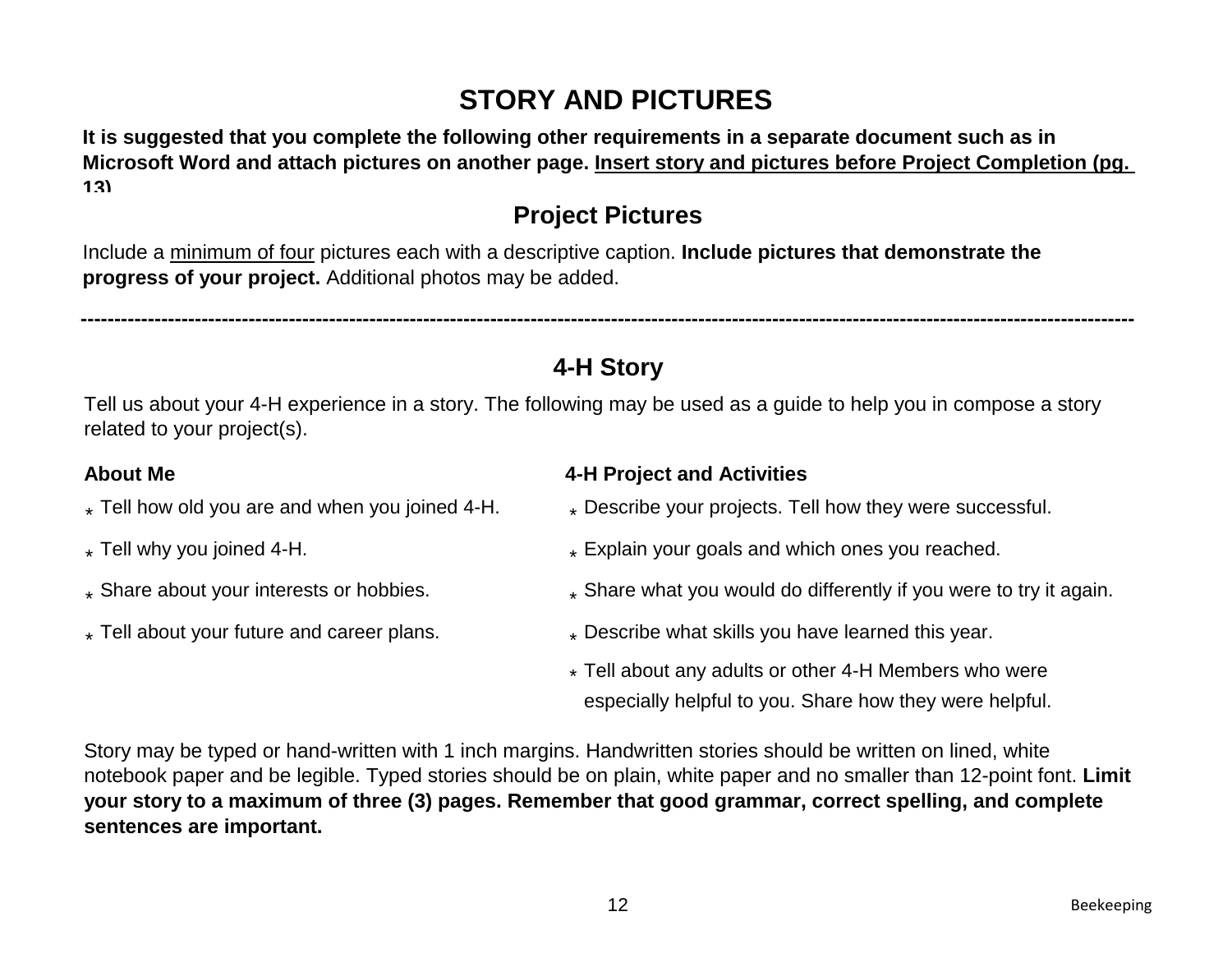# STORY AND PICTURES

**It is suggested that you complete the following other requirements in a separate document such as in Microsoft Word and attach pictures on another page. Insert story and pictures before Project Completion (pg. 13)**

## Project Pictures

Include a minimum of four pictures each with a descriptive caption. **Include pictures that demonstrate the progress of your project.** Additional photos may be added.

---

## 4-H Story

Tell us about your 4-H experience in a story. The following may be used as a guide to help you in compose a story related to your project(s).

**About Me**

- Tell how old you are and when you joined 4-H.
- Tell why you joined 4-H.
- Share about your interests or hobbies.
- Tell about your future and career plans.

**4-H Project and Activities**

- Describe your projects. Tell how they were successful.
- Explain your goals and which ones you reached.
- Share what you would do differently if you were to try it again.
- Describe what skills you have learned this year.
- Tell about any adults or other 4-H Members who were especially helpful to you. Share how they were helpful.

Story may be typed or hand-written with 1 inch margins. Handwritten stories should be written on lined, white notebook paper and be legible. Typed stories should be on plain, white paper and no smaller than 12-point font. **Limit your story to a maximum of three (3) pages. Remember that good grammar, correct spelling, and complete sentences are important.**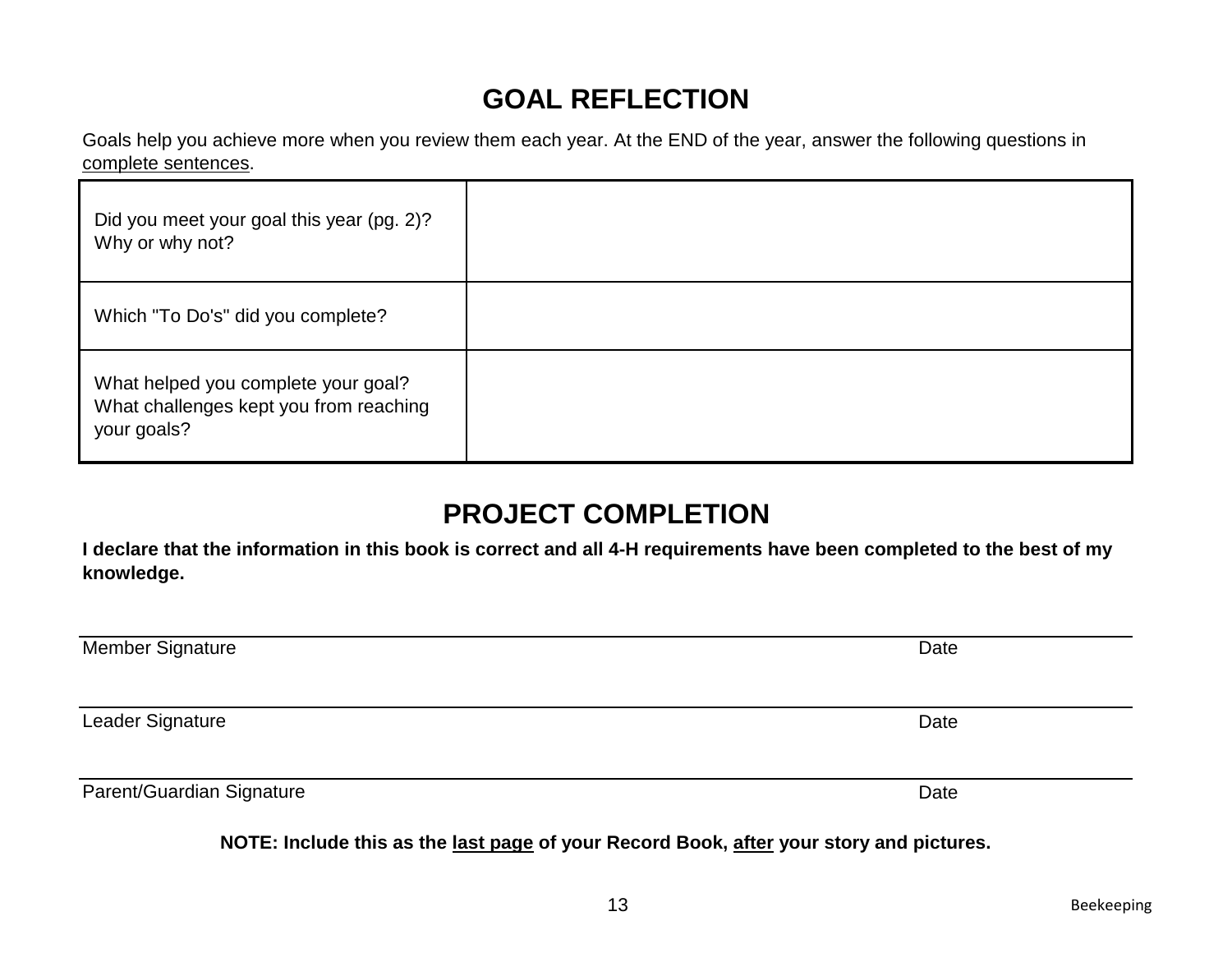## GOAL REFLECTION

Goals help you achieve more when you review them each year. At the END of the year, answer the following questions in complete sentences.

| | |
|---|---|
| Did you meet your goal this year (pg. 2)? Why or why not? | |
| Which "To Do's" did you complete? | |
| What helped you complete your goal? What challenges kept you from reaching your goals? | |

## PROJECT COMPLETION

**I declare that the information in this book is correct and all 4-H requirements have been completed to the best of my knowledge.**

Member Signature Date

Leader Signature Date

Parent/Guardian Signature Date

**NOTE: Include this as the last page of your Record Book, after your story and pictures.**